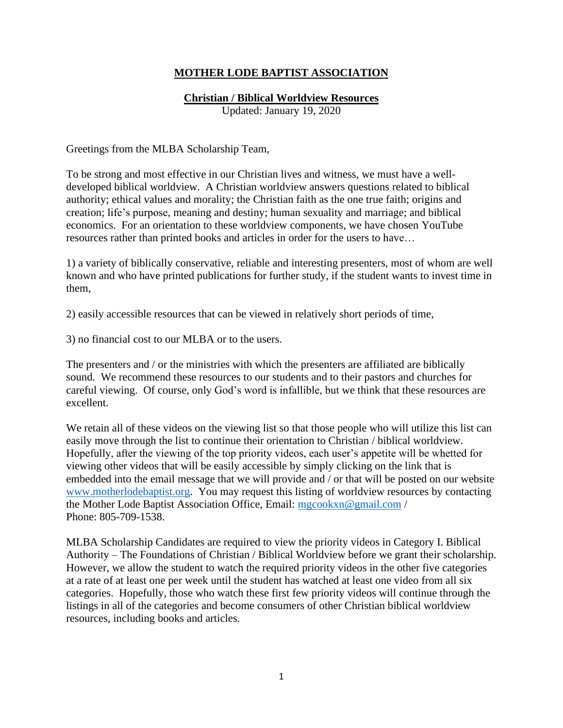# MOTHER LODE BAPTIST ASSOCIATION

## Christian / Biblical Worldview Resources

Updated: January 19, 2020

Greetings from the MLBA Scholarship Team,

To be strong and most effective in our Christian lives and witness, we must have a well-developed biblical worldview. A Christian worldview answers questions related to biblical authority; ethical values and morality; the Christian faith as the one true faith; origins and creation; life's purpose, meaning and destiny; human sexuality and marriage; and biblical economics. For an orientation to these worldview components, we have chosen YouTube resources rather than printed books and articles in order for the users to have…

1) a variety of biblically conservative, reliable and interesting presenters, most of whom are well known and who have printed publications for further study, if the student wants to invest time in them,

2) easily accessible resources that can be viewed in relatively short periods of time,

3) no financial cost to our MLBA or to the users.

The presenters and / or the ministries with which the presenters are affiliated are biblically sound. We recommend these resources to our students and to their pastors and churches for careful viewing. Of course, only God's word is infallible, but we think that these resources are excellent.

We retain all of these videos on the viewing list so that those people who will utilize this list can easily move through the list to continue their orientation to Christian / biblical worldview. Hopefully, after the viewing of the top priority videos, each user's appetite will be whetted for viewing other videos that will be easily accessible by simply clicking on the link that is embedded into the email message that we will provide and / or that will be posted on our website www.motherlodebaptist.org. You may request this listing of worldview resources by contacting the Mother Lode Baptist Association Office, Email: mgcookxn@gmail.com / Phone: 805-709-1538.

MLBA Scholarship Candidates are required to view the priority videos in Category I. Biblical Authority – The Foundations of Christian / Biblical Worldview before we grant their scholarship. However, we allow the student to watch the required priority videos in the other five categories at a rate of at least one per week until the student has watched at least one video from all six categories. Hopefully, those who watch these first few priority videos will continue through the listings in all of the categories and become consumers of other Christian biblical worldview resources, including books and articles.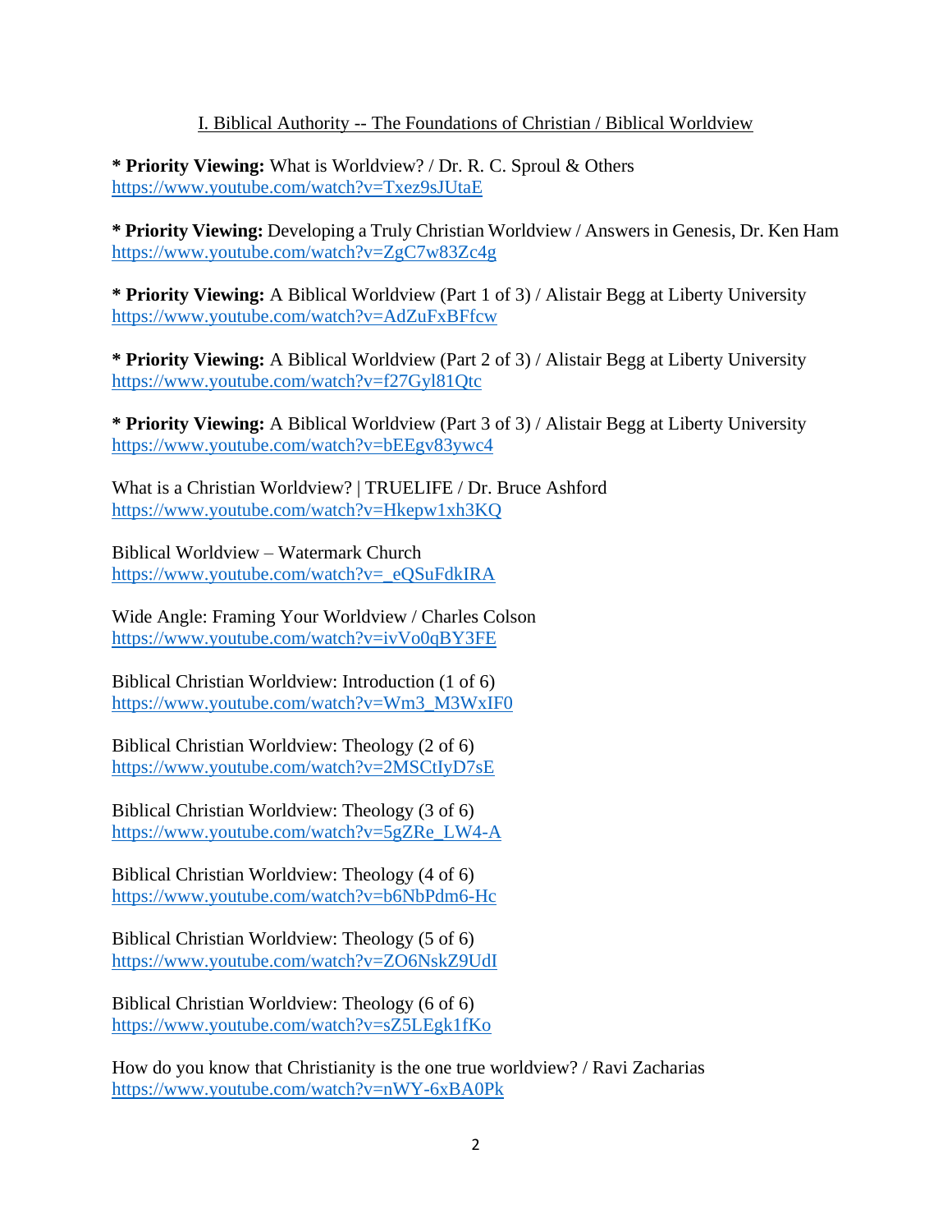## I. Biblical Authority -- The Foundations of Christian / Biblical Worldview

**\* Priority Viewing:** What is Worldview? / Dr. R. C. Sproul & Others
https://www.youtube.com/watch?v=Txez9sJUtaE

**\* Priority Viewing:** Developing a Truly Christian Worldview / Answers in Genesis, Dr. Ken Ham
https://www.youtube.com/watch?v=ZgC7w83Zc4g

**\* Priority Viewing:** A Biblical Worldview (Part 1 of 3) / Alistair Begg at Liberty University
https://www.youtube.com/watch?v=AdZuFxBFfcw

**\* Priority Viewing:** A Biblical Worldview (Part 2 of 3) / Alistair Begg at Liberty University
https://www.youtube.com/watch?v=f27Gyl81Qtc

**\* Priority Viewing:** A Biblical Worldview (Part 3 of 3) / Alistair Begg at Liberty University
https://www.youtube.com/watch?v=bEEgv83ywc4

What is a Christian Worldview? | TRUELIFE / Dr. Bruce Ashford
https://www.youtube.com/watch?v=Hkepw1xh3KQ

Biblical Worldview – Watermark Church
https://www.youtube.com/watch?v=_eQSuFdkIRA

Wide Angle: Framing Your Worldview / Charles Colson
https://www.youtube.com/watch?v=ivVo0qBY3FE

Biblical Christian Worldview: Introduction (1 of 6)
https://www.youtube.com/watch?v=Wm3_M3WxIF0

Biblical Christian Worldview: Theology (2 of 6)
https://www.youtube.com/watch?v=2MSCtIyD7sE

Biblical Christian Worldview: Theology (3 of 6)
https://www.youtube.com/watch?v=5gZRe_LW4-A

Biblical Christian Worldview: Theology (4 of 6)
https://www.youtube.com/watch?v=b6NbPdm6-Hc

Biblical Christian Worldview: Theology (5 of 6)
https://www.youtube.com/watch?v=ZO6NskZ9UdI

Biblical Christian Worldview: Theology (6 of 6)
https://www.youtube.com/watch?v=sZ5LEgk1fKo

How do you know that Christianity is the one true worldview? / Ravi Zacharias
https://www.youtube.com/watch?v=nWY-6xBA0Pk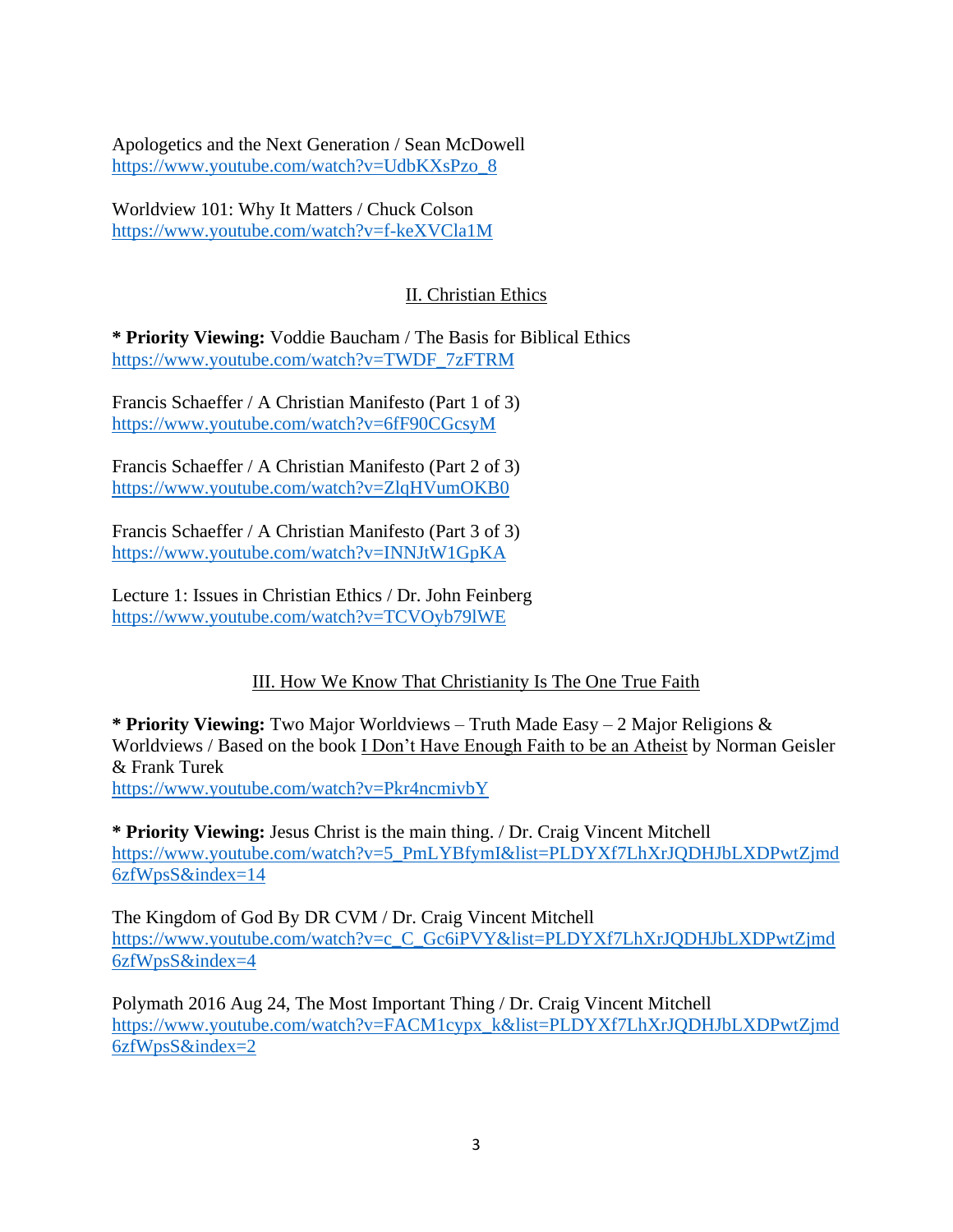Apologetics and the Next Generation / Sean McDowell
https://www.youtube.com/watch?v=UdbKXsPzo_8

Worldview 101: Why It Matters / Chuck Colson
https://www.youtube.com/watch?v=f-keXVCla1M

## II. Christian Ethics

**\* Priority Viewing:** Voddie Baucham / The Basis for Biblical Ethics
https://www.youtube.com/watch?v=TWDF_7zFTRM

Francis Schaeffer / A Christian Manifesto (Part 1 of 3)
https://www.youtube.com/watch?v=6fF90CGcsyM

Francis Schaeffer / A Christian Manifesto (Part 2 of 3)
https://www.youtube.com/watch?v=ZlqHVumOKB0

Francis Schaeffer / A Christian Manifesto (Part 3 of 3)
https://www.youtube.com/watch?v=INNJtW1GpKA

Lecture 1: Issues in Christian Ethics / Dr. John Feinberg
https://www.youtube.com/watch?v=TCVOyb79lWE

## III. How We Know That Christianity Is The One True Faith

**\* Priority Viewing:** Two Major Worldviews – Truth Made Easy – 2 Major Religions & Worldviews / Based on the book I Don't Have Enough Faith to be an Atheist by Norman Geisler & Frank Turek
https://www.youtube.com/watch?v=Pkr4ncmivbY

**\* Priority Viewing:** Jesus Christ is the main thing. / Dr. Craig Vincent Mitchell
https://www.youtube.com/watch?v=5_PmLYBfymI&list=PLDYXf7LhXrJQDHJbLXDPwtZjmd6zfWpsS&index=14

The Kingdom of God By DR CVM / Dr. Craig Vincent Mitchell
https://www.youtube.com/watch?v=c_C_Gc6iPVY&list=PLDYXf7LhXrJQDHJbLXDPwtZjmd6zfWpsS&index=4

Polymath 2016 Aug 24, The Most Important Thing / Dr. Craig Vincent Mitchell
https://www.youtube.com/watch?v=FACM1cypx_k&list=PLDYXf7LhXrJQDHJbLXDPwtZjmd6zfWpsS&index=2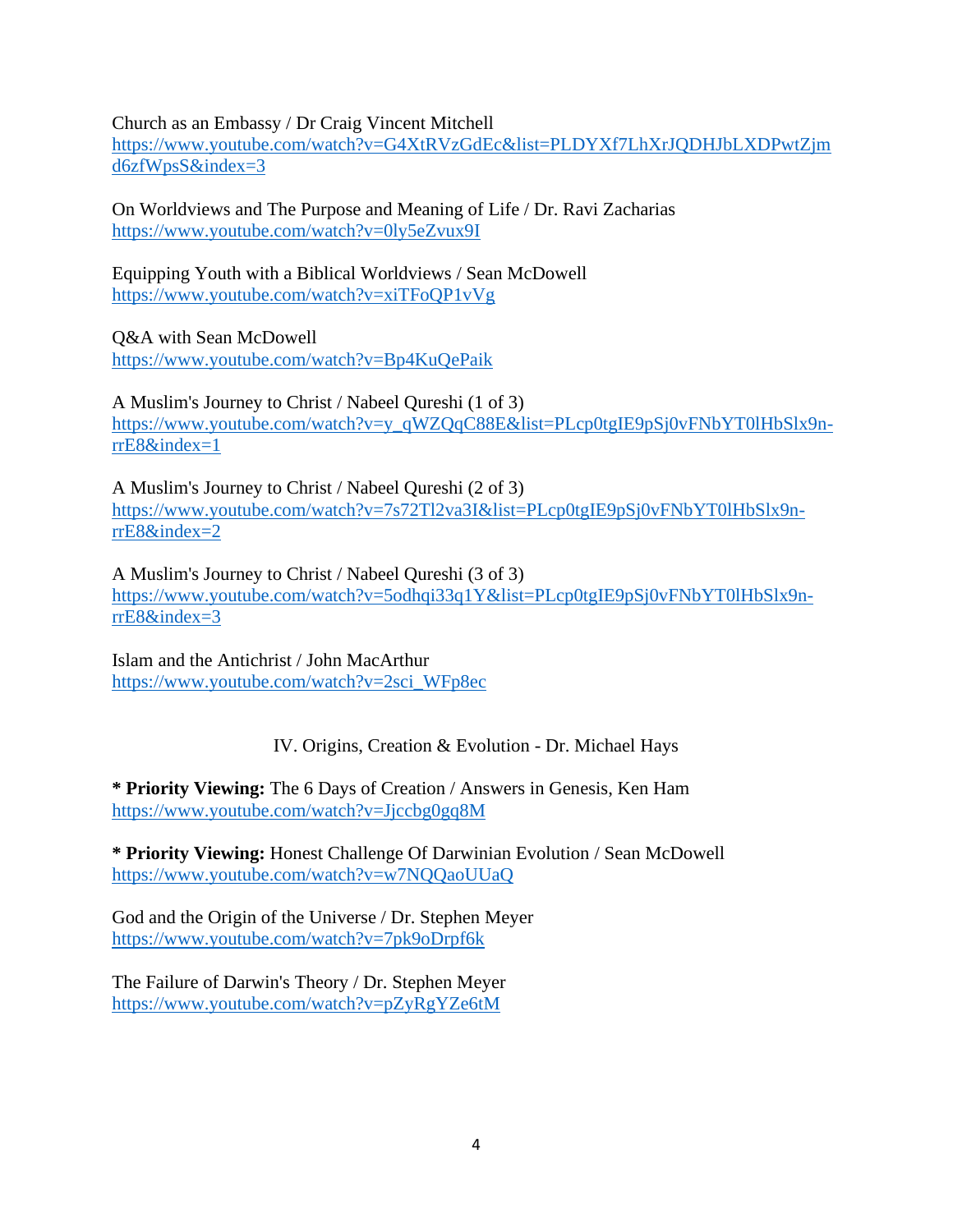Church as an Embassy / Dr Craig Vincent Mitchell
https://www.youtube.com/watch?v=G4XtRVzGdEc&list=PLDYXf7LhXrJQDHJbLXDPwtZjmd6zfWpsS&index=3

On Worldviews and The Purpose and Meaning of Life / Dr. Ravi Zacharias
https://www.youtube.com/watch?v=0ly5eZvux9I

Equipping Youth with a Biblical Worldviews / Sean McDowell
https://www.youtube.com/watch?v=xiTFoQP1vVg

Q&A with Sean McDowell
https://www.youtube.com/watch?v=Bp4KuQePaik

A Muslim's Journey to Christ / Nabeel Qureshi (1 of 3)
https://www.youtube.com/watch?v=y_qWZQqC88E&list=PLcp0tgIE9pSj0vFNbYT0lHbSlx9n-rrE8&index=1

A Muslim's Journey to Christ / Nabeel Qureshi (2 of 3)
https://www.youtube.com/watch?v=7s72Tl2va3I&list=PLcp0tgIE9pSj0vFNbYT0lHbSlx9n-rrE8&index=2

A Muslim's Journey to Christ / Nabeel Qureshi (3 of 3)
https://www.youtube.com/watch?v=5odhqi33q1Y&list=PLcp0tgIE9pSj0vFNbYT0lHbSlx9n-rrE8&index=3

Islam and the Antichrist / John MacArthur
https://www.youtube.com/watch?v=2sci_WFp8ec

## IV. Origins, Creation & Evolution - Dr. Michael Hays

* **Priority Viewing:** The 6 Days of Creation / Answers in Genesis, Ken Ham
https://www.youtube.com/watch?v=Jjccbg0gq8M

* **Priority Viewing:** Honest Challenge Of Darwinian Evolution / Sean McDowell
https://www.youtube.com/watch?v=w7NQQaoUUaQ

God and the Origin of the Universe / Dr. Stephen Meyer
https://www.youtube.com/watch?v=7pk9oDrpf6k

The Failure of Darwin's Theory / Dr. Stephen Meyer
https://www.youtube.com/watch?v=pZyRgYZe6tM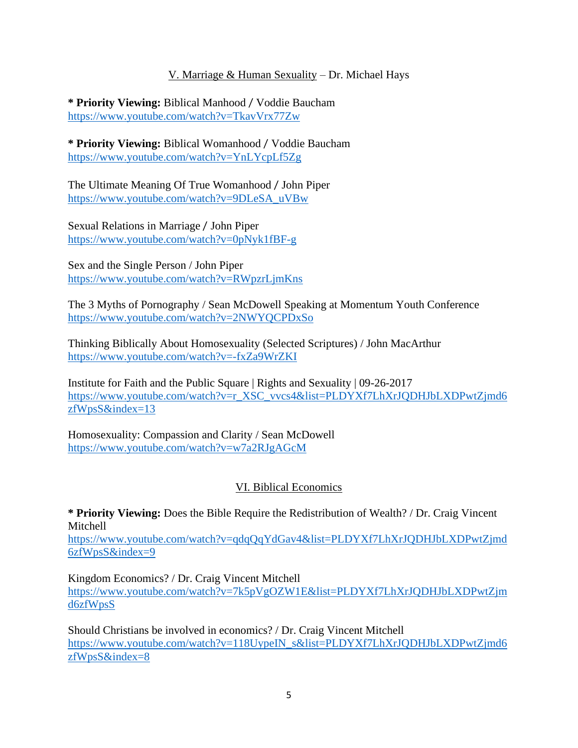## V. Marriage & Human Sexuality – Dr. Michael Hays

**\* Priority Viewing:** Biblical Manhood / Voddie Baucham
https://www.youtube.com/watch?v=TkavVrx77Zw

**\* Priority Viewing:** Biblical Womanhood / Voddie Baucham
https://www.youtube.com/watch?v=YnLYcpLf5Zg

The Ultimate Meaning Of True Womanhood / John Piper
https://www.youtube.com/watch?v=9DLeSA_uVBw

Sexual Relations in Marriage / John Piper
https://www.youtube.com/watch?v=0pNyk1fBF-g

Sex and the Single Person / John Piper
https://www.youtube.com/watch?v=RWpzrLjmKns

The 3 Myths of Pornography / Sean McDowell Speaking at Momentum Youth Conference
https://www.youtube.com/watch?v=2NWYQCPDxSo

Thinking Biblically About Homosexuality (Selected Scriptures) / John MacArthur
https://www.youtube.com/watch?v=-fxZa9WrZKI

Institute for Faith and the Public Square | Rights and Sexuality | 09-26-2017
https://www.youtube.com/watch?v=r_XSC_vvcs4&list=PLDYXf7LhXrJQDHJbLXDPwtZjmd6zfWpsS&index=13

Homosexuality: Compassion and Clarity / Sean McDowell
https://www.youtube.com/watch?v=w7a2RJgAGcM

## VI. Biblical Economics

**\* Priority Viewing:** Does the Bible Require the Redistribution of Wealth? / Dr. Craig Vincent Mitchell
https://www.youtube.com/watch?v=qdqQqYdGav4&list=PLDYXf7LhXrJQDHJbLXDPwtZjmd6zfWpsS&index=9

Kingdom Economics? / Dr. Craig Vincent Mitchell
https://www.youtube.com/watch?v=7k5pVgOZW1E&list=PLDYXf7LhXrJQDHJbLXDPwtZjmd6zfWpsS

Should Christians be involved in economics? / Dr. Craig Vincent Mitchell
https://www.youtube.com/watch?v=118UypeIN_s&list=PLDYXf7LhXrJQDHJbLXDPwtZjmd6zfWpsS&index=8